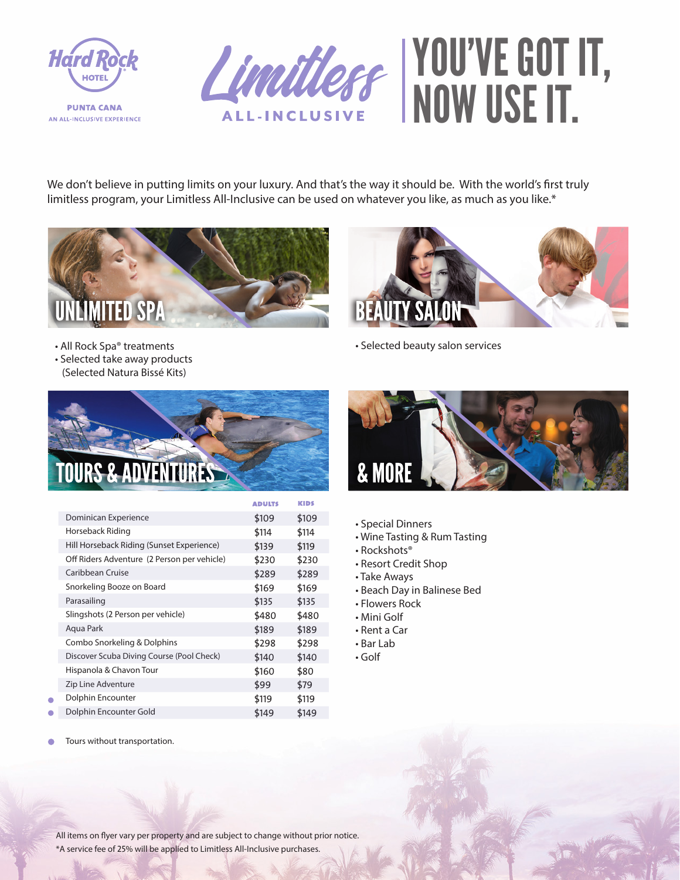Hard Rock HOTEL

PUNTA CANA
AN ALL-INCLUSIVE EXPERIENCE

# Limitless ALL-INCLUSIVE | YOU'VE GOT IT, NOW USE IT.

We don't believe in putting limits on your luxury. And that's the way it should be. With the world's first truly limitless program, your Limitless All-Inclusive can be used on whatever you like, as much as you like.*

## UNLIMITED SPA

- All Rock Spa® treatments
- Selected take away products (Selected Natura Bissé Kits)

## BEAUTY SALON

- Selected beauty salon services

## TOURS & ADVENTURES

| | | ADULTS | KIDS |
|---|---|---|---|
| | Dominican Experience | $109 | $109 |
| | Horseback Riding | $114 | $114 |
| | Hill Horseback Riding (Sunset Experience) | $139 | $119 |
| | Off Riders Adventure (2 Person per vehicle) | $230 | $230 |
| | Caribbean Cruise | $289 | $289 |
| | Snorkeling Booze on Board | $169 | $169 |
| | Parasailing | $135 | $135 |
| | Slingshots (2 Person per vehicle) | $480 | $480 |
| | Aqua Park | $189 | $189 |
| | Combo Snorkeling & Dolphins | $298 | $298 |
| | Discover Scuba Diving Course (Pool Check) | $140 | $140 |
| | Hispanola & Chavon Tour | $160 | $80 |
| | Zip Line Adventure | $99 | $79 |
| ● | Dolphin Encounter | $119 | $119 |
| ● | Dolphin Encounter Gold | $149 | $149 |

● Tours without transportation.

## & MORE

- Special Dinners
- Wine Tasting & Rum Tasting
- Rockshots®
- Resort Credit Shop
- Take Aways
- Beach Day in Balinese Bed
- Flowers Rock
- Mini Golf
- Rent a Car
- Bar Lab
- Golf

All items on flyer vary per property and are subject to change without prior notice.
*A service fee of 25% will be applied to Limitless All-Inclusive purchases.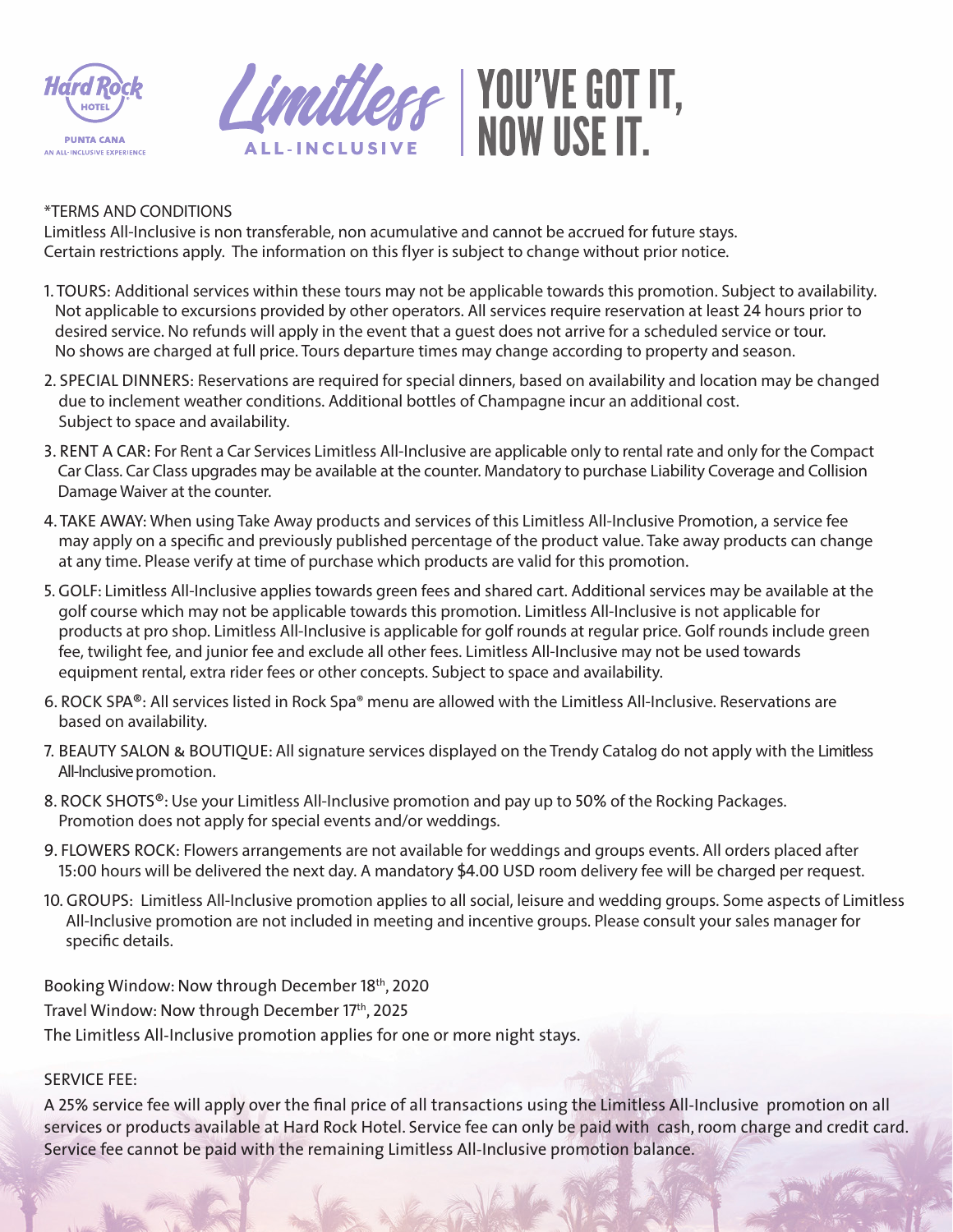Hard Rock HOTEL PUNTA CANA AN ALL-INCLUSIVE EXPERIENCE

# Limitless ALL-INCLUSIVE | YOU'VE GOT IT, NOW USE IT.

*TERMS AND CONDITIONS
Limitless All-Inclusive is non transferable, non acumulative and cannot be accrued for future stays. Certain restrictions apply. The information on this flyer is subject to change without prior notice.

1. TOURS: Additional services within these tours may not be applicable towards this promotion. Subject to availability. Not applicable to excursions provided by other operators. All services require reservation at least 24 hours prior to desired service. No refunds will apply in the event that a guest does not arrive for a scheduled service or tour. No shows are charged at full price. Tours departure times may change according to property and season.
2. SPECIAL DINNERS: Reservations are required for special dinners, based on availability and location may be changed due to inclement weather conditions. Additional bottles of Champagne incur an additional cost. Subject to space and availability.
3. RENT A CAR: For Rent a Car Services Limitless All-Inclusive are applicable only to rental rate and only for the Compact Car Class. Car Class upgrades may be available at the counter. Mandatory to purchase Liability Coverage and Collision Damage Waiver at the counter.
4. TAKE AWAY: When using Take Away products and services of this Limitless All-Inclusive Promotion, a service fee may apply on a specific and previously published percentage of the product value. Take away products can change at any time. Please verify at time of purchase which products are valid for this promotion.
5. GOLF: Limitless All-Inclusive applies towards green fees and shared cart. Additional services may be available at the golf course which may not be applicable towards this promotion. Limitless All-Inclusive is not applicable for products at pro shop. Limitless All-Inclusive is applicable for golf rounds at regular price. Golf rounds include green fee, twilight fee, and junior fee and exclude all other fees. Limitless All-Inclusive may not be used towards equipment rental, extra rider fees or other concepts. Subject to space and availability.
6. ROCK SPA®: All services listed in Rock Spa® menu are allowed with the Limitless All-Inclusive. Reservations are based on availability.
7. BEAUTY SALON & BOUTIQUE: All signature services displayed on the Trendy Catalog do not apply with the Limitless All-Inclusive promotion.
8. ROCK SHOTS®: Use your Limitless All-Inclusive promotion and pay up to 50% of the Rocking Packages. Promotion does not apply for special events and/or weddings.
9. FLOWERS ROCK: Flowers arrangements are not available for weddings and groups events. All orders placed after 15:00 hours will be delivered the next day. A mandatory $4.00 USD room delivery fee will be charged per request.
10. GROUPS: Limitless All-Inclusive promotion applies to all social, leisure and wedding groups. Some aspects of Limitless All-Inclusive promotion are not included in meeting and incentive groups. Please consult your sales manager for specific details.

Booking Window: Now through December 18th, 2020
Travel Window: Now through December 17th, 2025
The Limitless All-Inclusive promotion applies for one or more night stays.

SERVICE FEE:

A 25% service fee will apply over the final price of all transactions using the Limitless All-Inclusive promotion on all services or products available at Hard Rock Hotel. Service fee can only be paid with cash, room charge and credit card. Service fee cannot be paid with the remaining Limitless All-Inclusive promotion balance.